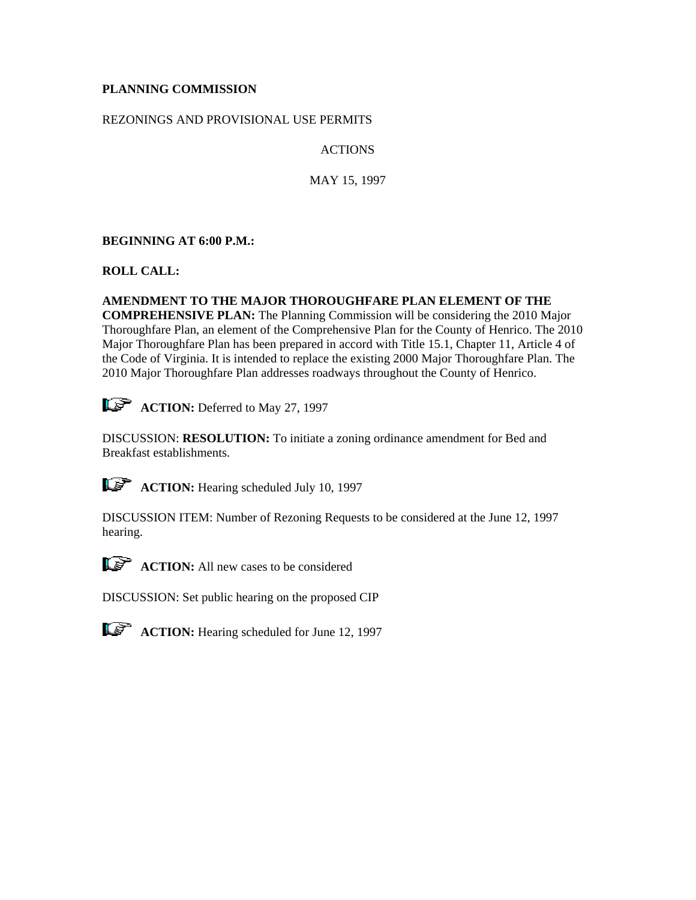**PLANNING COMMISSION**

REZONINGS AND PROVISIONAL USE PERMITS

ACTIONS

MAY 15, 1997

**BEGINNING AT 6:00 P.M.:**

**ROLL CALL:**

**AMENDMENT TO THE MAJOR THOROUGHFARE PLAN ELEMENT OF THE COMPREHENSIVE PLAN:** The Planning Commission will be considering the 2010 Major Thoroughfare Plan, an element of the Comprehensive Plan for the County of Henrico. The 2010 Major Thoroughfare Plan has been prepared in accord with Title 15.1, Chapter 11, Article 4 of the Code of Virginia. It is intended to replace the existing 2000 Major Thoroughfare Plan. The 2010 Major Thoroughfare Plan addresses roadways throughout the County of Henrico.

**ACTION:** Deferred to May 27, 1997

DISCUSSION: **RESOLUTION:** To initiate a zoning ordinance amendment for Bed and Breakfast establishments.

**ACTION:** Hearing scheduled July 10, 1997

DISCUSSION ITEM: Number of Rezoning Requests to be considered at the June 12, 1997 hearing.

**ACTION:** All new cases to be considered

DISCUSSION: Set public hearing on the proposed CIP

**ACTION:** Hearing scheduled for June 12, 1997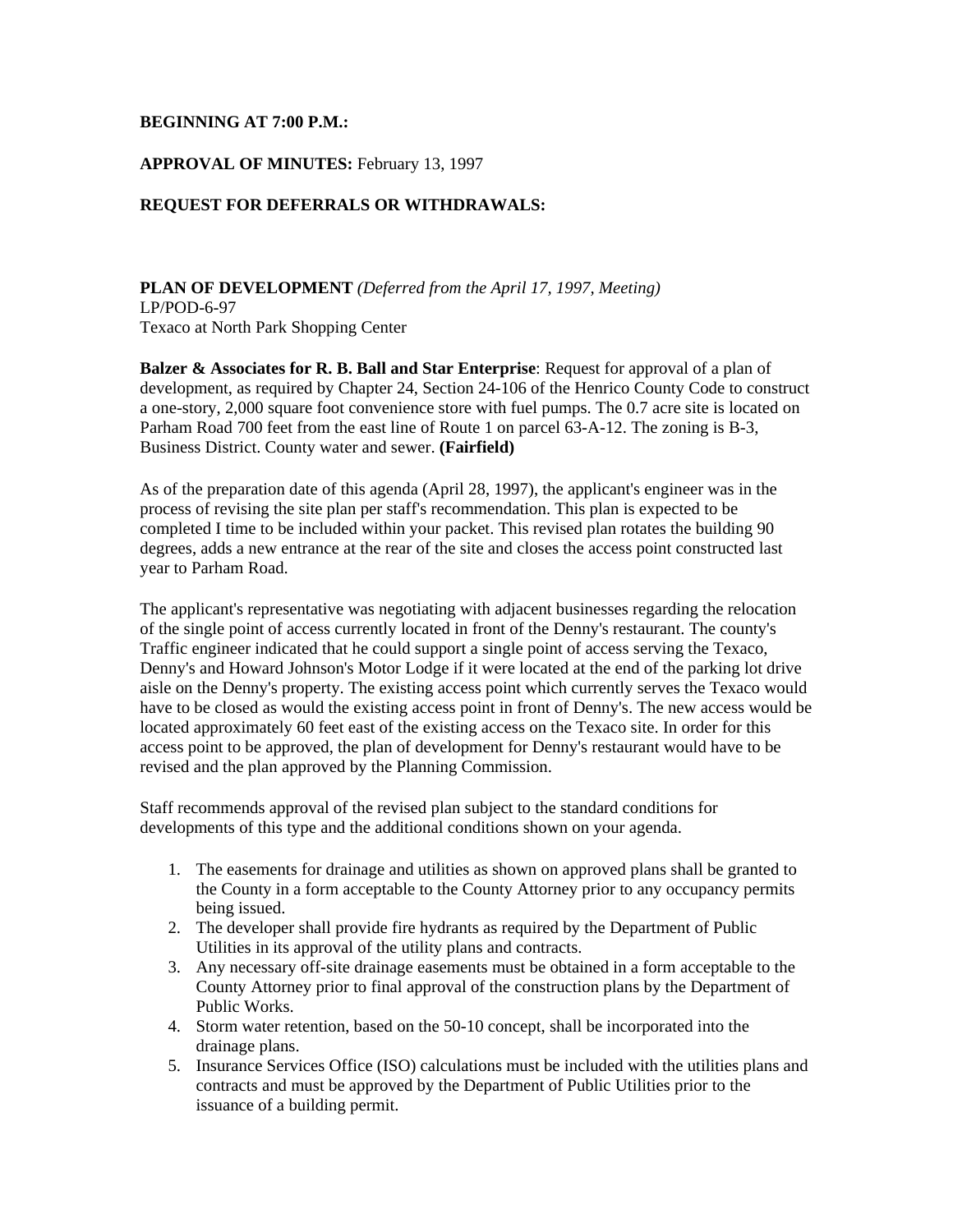**BEGINNING AT 7:00 P.M.:**

**APPROVAL OF MINUTES:** February 13, 1997

**REQUEST FOR DEFERRALS OR WITHDRAWALS:**

**PLAN OF DEVELOPMENT** *(Deferred from the April 17, 1997, Meeting)*
LP/POD-6-97
Texaco at North Park Shopping Center

**Balzer & Associates for R. B. Ball and Star Enterprise**: Request for approval of a plan of development, as required by Chapter 24, Section 24-106 of the Henrico County Code to construct a one-story, 2,000 square foot convenience store with fuel pumps. The 0.7 acre site is located on Parham Road 700 feet from the east line of Route 1 on parcel 63-A-12. The zoning is B-3, Business District. County water and sewer. **(Fairfield)**

As of the preparation date of this agenda (April 28, 1997), the applicant's engineer was in the process of revising the site plan per staff's recommendation. This plan is expected to be completed I time to be included within your packet. This revised plan rotates the building 90 degrees, adds a new entrance at the rear of the site and closes the access point constructed last year to Parham Road.

The applicant's representative was negotiating with adjacent businesses regarding the relocation of the single point of access currently located in front of the Denny's restaurant. The county's Traffic engineer indicated that he could support a single point of access serving the Texaco, Denny's and Howard Johnson's Motor Lodge if it were located at the end of the parking lot drive aisle on the Denny's property. The existing access point which currently serves the Texaco would have to be closed as would the existing access point in front of Denny's. The new access would be located approximately 60 feet east of the existing access on the Texaco site. In order for this access point to be approved, the plan of development for Denny's restaurant would have to be revised and the plan approved by the Planning Commission.

Staff recommends approval of the revised plan subject to the standard conditions for developments of this type and the additional conditions shown on your agenda.

1. The easements for drainage and utilities as shown on approved plans shall be granted to the County in a form acceptable to the County Attorney prior to any occupancy permits being issued.
2. The developer shall provide fire hydrants as required by the Department of Public Utilities in its approval of the utility plans and contracts.
3. Any necessary off-site drainage easements must be obtained in a form acceptable to the County Attorney prior to final approval of the construction plans by the Department of Public Works.
4. Storm water retention, based on the 50-10 concept, shall be incorporated into the drainage plans.
5. Insurance Services Office (ISO) calculations must be included with the utilities plans and contracts and must be approved by the Department of Public Utilities prior to the issuance of a building permit.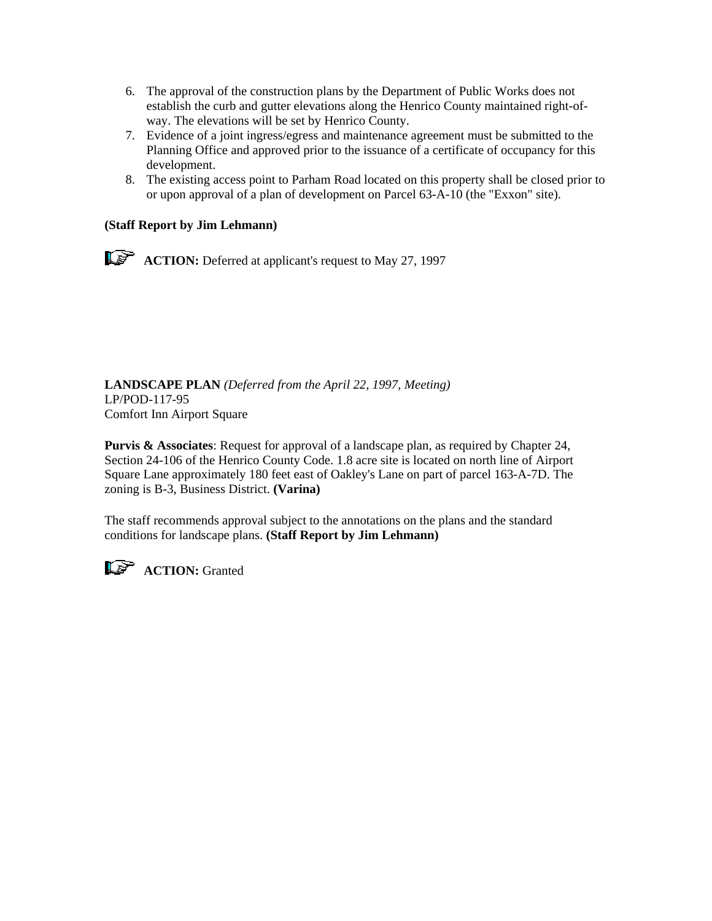6. The approval of the construction plans by the Department of Public Works does not establish the curb and gutter elevations along the Henrico County maintained right-of-way. The elevations will be set by Henrico County.
7. Evidence of a joint ingress/egress and maintenance agreement must be submitted to the Planning Office and approved prior to the issuance of a certificate of occupancy for this development.
8. The existing access point to Parham Road located on this property shall be closed prior to or upon approval of a plan of development on Parcel 63-A-10 (the "Exxon" site).

**(Staff Report by Jim Lehmann)**

**ACTION:** Deferred at applicant's request to May 27, 1997

**LANDSCAPE PLAN** *(Deferred from the April 22, 1997, Meeting)*
LP/POD-117-95
Comfort Inn Airport Square

**Purvis & Associates**: Request for approval of a landscape plan, as required by Chapter 24, Section 24-106 of the Henrico County Code. 1.8 acre site is located on north line of Airport Square Lane approximately 180 feet east of Oakley's Lane on part of parcel 163-A-7D. The zoning is B-3, Business District. **(Varina)**

The staff recommends approval subject to the annotations on the plans and the standard conditions for landscape plans. **(Staff Report by Jim Lehmann)**

**ACTION:** Granted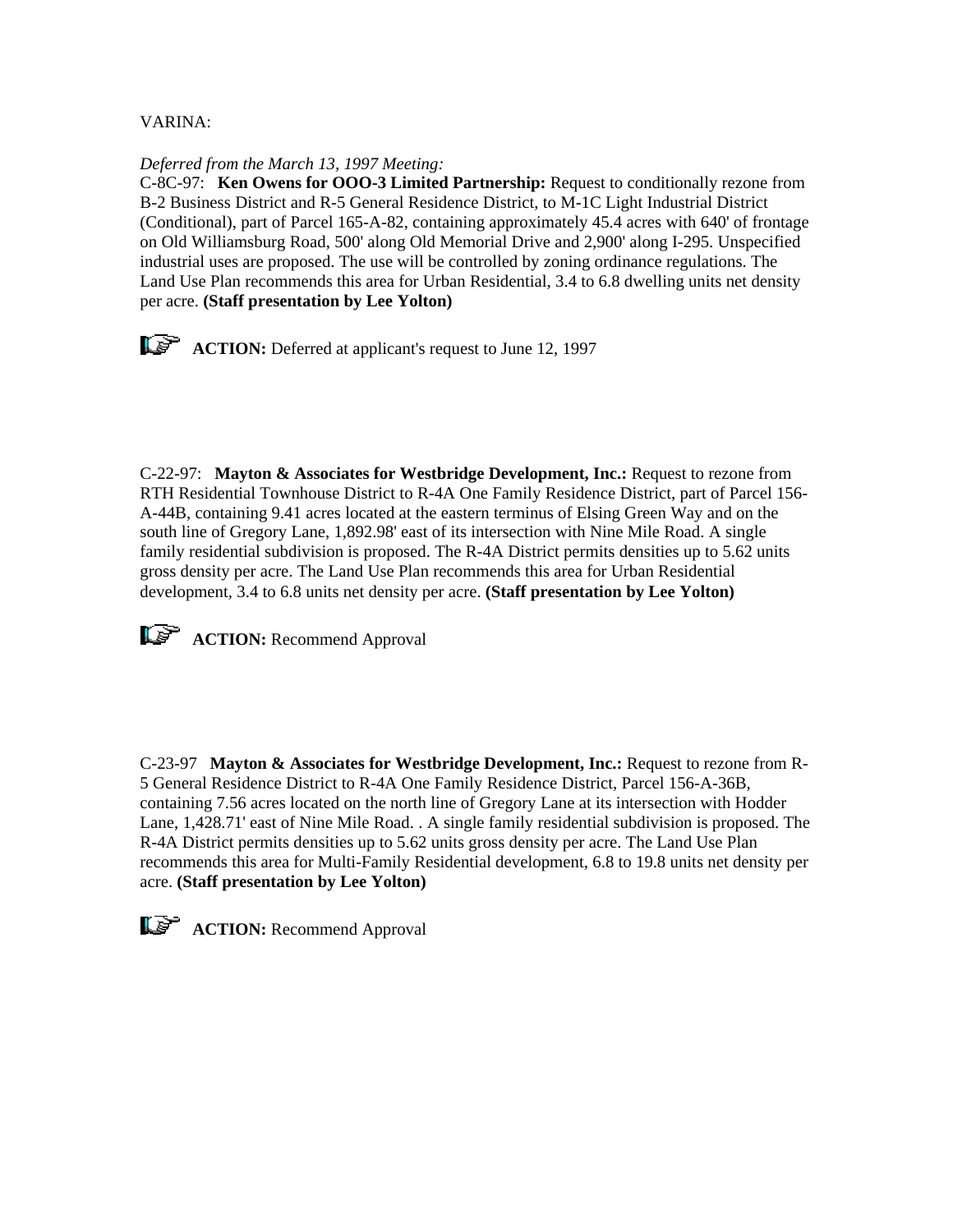VARINA:

*Deferred from the March 13, 1997 Meeting:*
C-8C-97: **Ken Owens for OOO-3 Limited Partnership:** Request to conditionally rezone from B-2 Business District and R-5 General Residence District, to M-1C Light Industrial District (Conditional), part of Parcel 165-A-82, containing approximately 45.4 acres with 640' of frontage on Old Williamsburg Road, 500' along Old Memorial Drive and 2,900' along I-295. Unspecified industrial uses are proposed. The use will be controlled by zoning ordinance regulations. The Land Use Plan recommends this area for Urban Residential, 3.4 to 6.8 dwelling units net density per acre. **(Staff presentation by Lee Yolton)**

**ACTION:** Deferred at applicant's request to June 12, 1997

C-22-97: **Mayton & Associates for Westbridge Development, Inc.:** Request to rezone from RTH Residential Townhouse District to R-4A One Family Residence District, part of Parcel 156-A-44B, containing 9.41 acres located at the eastern terminus of Elsing Green Way and on the south line of Gregory Lane, 1,892.98' east of its intersection with Nine Mile Road. A single family residential subdivision is proposed. The R-4A District permits densities up to 5.62 units gross density per acre. The Land Use Plan recommends this area for Urban Residential development, 3.4 to 6.8 units net density per acre. **(Staff presentation by Lee Yolton)**

**ACTION:** Recommend Approval

C-23-97 **Mayton & Associates for Westbridge Development, Inc.:** Request to rezone from R-5 General Residence District to R-4A One Family Residence District, Parcel 156-A-36B, containing 7.56 acres located on the north line of Gregory Lane at its intersection with Hodder Lane, 1,428.71' east of Nine Mile Road. . A single family residential subdivision is proposed. The R-4A District permits densities up to 5.62 units gross density per acre. The Land Use Plan recommends this area for Multi-Family Residential development, 6.8 to 19.8 units net density per acre. **(Staff presentation by Lee Yolton)**

**ACTION:** Recommend Approval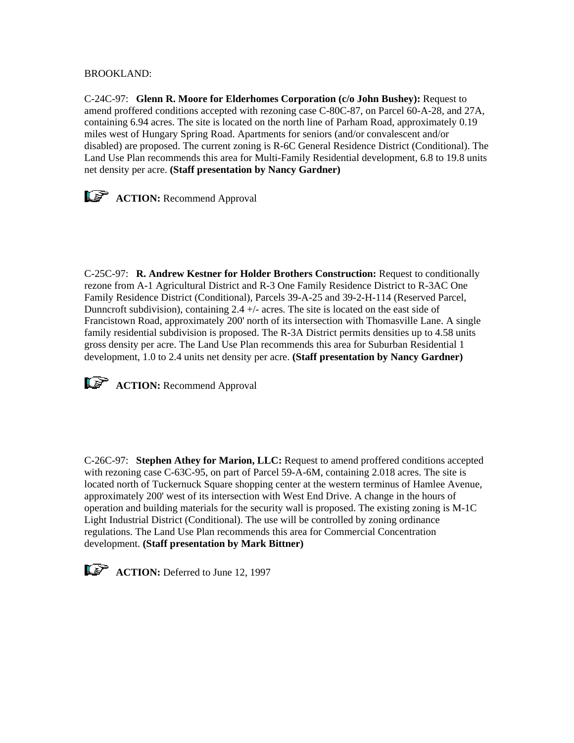BROOKLAND:

C-24C-97: **Glenn R. Moore for Elderhomes Corporation (c/o John Bushey):** Request to amend proffered conditions accepted with rezoning case C-80C-87, on Parcel 60-A-28, and 27A, containing 6.94 acres. The site is located on the north line of Parham Road, approximately 0.19 miles west of Hungary Spring Road. Apartments for seniors (and/or convalescent and/or disabled) are proposed. The current zoning is R-6C General Residence District (Conditional). The Land Use Plan recommends this area for Multi-Family Residential development, 6.8 to 19.8 units net density per acre. **(Staff presentation by Nancy Gardner)**

**ACTION:** Recommend Approval

C-25C-97: **R. Andrew Kestner for Holder Brothers Construction:** Request to conditionally rezone from A-1 Agricultural District and R-3 One Family Residence District to R-3AC One Family Residence District (Conditional), Parcels 39-A-25 and 39-2-H-114 (Reserved Parcel, Dunncroft subdivision), containing 2.4 +/- acres. The site is located on the east side of Francistown Road, approximately 200' north of its intersection with Thomasville Lane. A single family residential subdivision is proposed. The R-3A District permits densities up to 4.58 units gross density per acre. The Land Use Plan recommends this area for Suburban Residential 1 development, 1.0 to 2.4 units net density per acre. **(Staff presentation by Nancy Gardner)**

**ACTION:** Recommend Approval

C-26C-97: **Stephen Athey for Marion, LLC:** Request to amend proffered conditions accepted with rezoning case C-63C-95, on part of Parcel 59-A-6M, containing 2.018 acres. The site is located north of Tuckernuck Square shopping center at the western terminus of Hamlee Avenue, approximately 200' west of its intersection with West End Drive. A change in the hours of operation and building materials for the security wall is proposed. The existing zoning is M-1C Light Industrial District (Conditional). The use will be controlled by zoning ordinance regulations. The Land Use Plan recommends this area for Commercial Concentration development. **(Staff presentation by Mark Bittner)**

**ACTION:** Deferred to June 12, 1997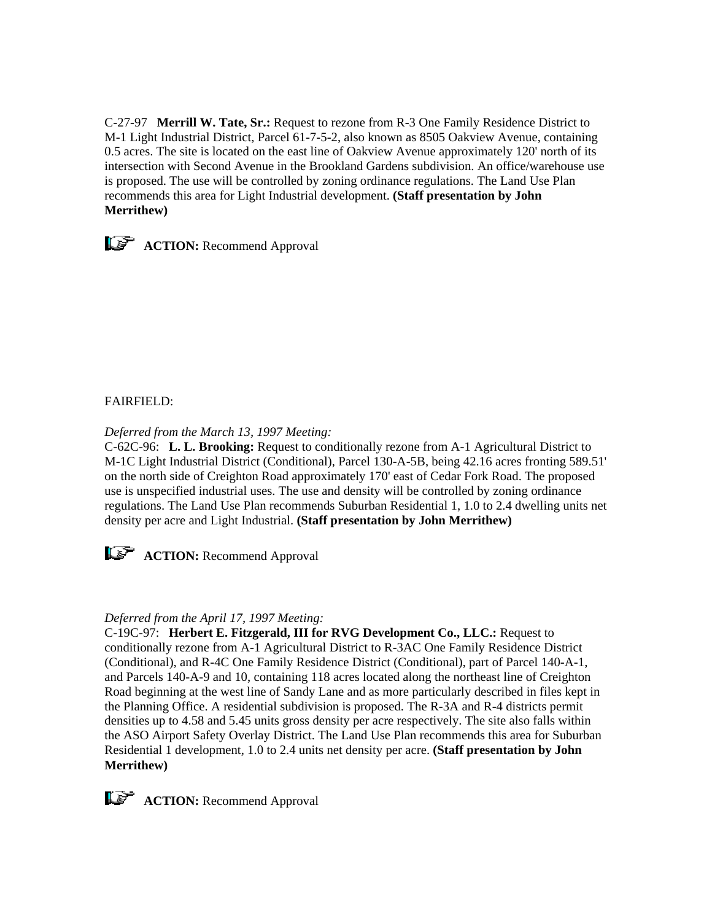C-27-97 **Merrill W. Tate, Sr.:** Request to rezone from R-3 One Family Residence District to M-1 Light Industrial District, Parcel 61-7-5-2, also known as 8505 Oakview Avenue, containing 0.5 acres. The site is located on the east line of Oakview Avenue approximately 120' north of its intersection with Second Avenue in the Brookland Gardens subdivision. An office/warehouse use is proposed. The use will be controlled by zoning ordinance regulations. The Land Use Plan recommends this area for Light Industrial development. **(Staff presentation by John Merrithew)**

☞ **ACTION:** Recommend Approval

FAIRFIELD:

*Deferred from the March 13, 1997 Meeting:*
C-62C-96: **L. L. Brooking:** Request to conditionally rezone from A-1 Agricultural District to M-1C Light Industrial District (Conditional), Parcel 130-A-5B, being 42.16 acres fronting 589.51' on the north side of Creighton Road approximately 170' east of Cedar Fork Road. The proposed use is unspecified industrial uses. The use and density will be controlled by zoning ordinance regulations. The Land Use Plan recommends Suburban Residential 1, 1.0 to 2.4 dwelling units net density per acre and Light Industrial. **(Staff presentation by John Merrithew)**

☞ **ACTION:** Recommend Approval

*Deferred from the April 17, 1997 Meeting:*
C-19C-97: **Herbert E. Fitzgerald, III for RVG Development Co., LLC.:** Request to conditionally rezone from A-1 Agricultural District to R-3AC One Family Residence District (Conditional), and R-4C One Family Residence District (Conditional), part of Parcel 140-A-1, and Parcels 140-A-9 and 10, containing 118 acres located along the northeast line of Creighton Road beginning at the west line of Sandy Lane and as more particularly described in files kept in the Planning Office. A residential subdivision is proposed. The R-3A and R-4 districts permit densities up to 4.58 and 5.45 units gross density per acre respectively. The site also falls within the ASO Airport Safety Overlay District. The Land Use Plan recommends this area for Suburban Residential 1 development, 1.0 to 2.4 units net density per acre. **(Staff presentation by John Merrithew)**

☞ **ACTION:** Recommend Approval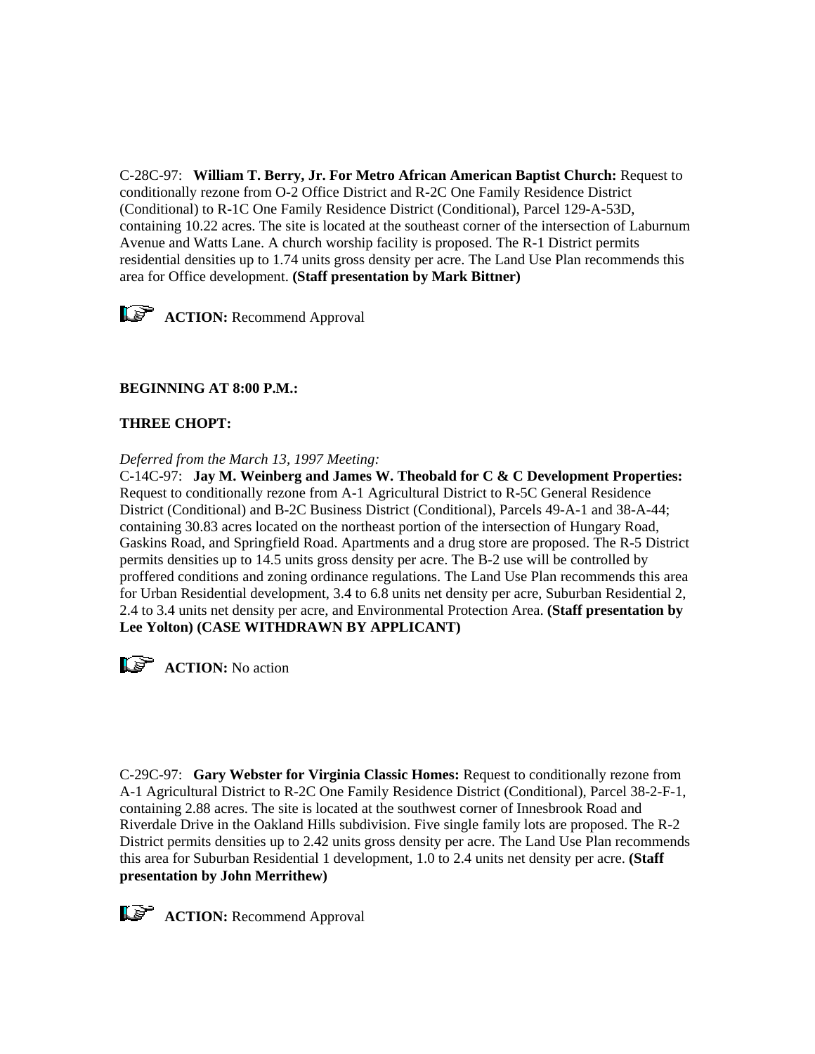C-28C-97: **William T. Berry, Jr. For Metro African American Baptist Church:** Request to conditionally rezone from O-2 Office District and R-2C One Family Residence District (Conditional) to R-1C One Family Residence District (Conditional), Parcel 129-A-53D, containing 10.22 acres. The site is located at the southeast corner of the intersection of Laburnum Avenue and Watts Lane. A church worship facility is proposed. The R-1 District permits residential densities up to 1.74 units gross density per acre. The Land Use Plan recommends this area for Office development. **(Staff presentation by Mark Bittner)**

☞ **ACTION:** Recommend Approval

**BEGINNING AT 8:00 P.M.:**

**THREE CHOPT:**

*Deferred from the March 13, 1997 Meeting:*
C-14C-97: **Jay M. Weinberg and James W. Theobald for C & C Development Properties:** Request to conditionally rezone from A-1 Agricultural District to R-5C General Residence District (Conditional) and B-2C Business District (Conditional), Parcels 49-A-1 and 38-A-44; containing 30.83 acres located on the northeast portion of the intersection of Hungary Road, Gaskins Road, and Springfield Road. Apartments and a drug store are proposed. The R-5 District permits densities up to 14.5 units gross density per acre. The B-2 use will be controlled by proffered conditions and zoning ordinance regulations. The Land Use Plan recommends this area for Urban Residential development, 3.4 to 6.8 units net density per acre, Suburban Residential 2, 2.4 to 3.4 units net density per acre, and Environmental Protection Area. **(Staff presentation by Lee Yolton) (CASE WITHDRAWN BY APPLICANT)**

☞ **ACTION:** No action

C-29C-97: **Gary Webster for Virginia Classic Homes:** Request to conditionally rezone from A-1 Agricultural District to R-2C One Family Residence District (Conditional), Parcel 38-2-F-1, containing 2.88 acres. The site is located at the southwest corner of Innesbrook Road and Riverdale Drive in the Oakland Hills subdivision. Five single family lots are proposed. The R-2 District permits densities up to 2.42 units gross density per acre. The Land Use Plan recommends this area for Suburban Residential 1 development, 1.0 to 2.4 units net density per acre. **(Staff presentation by John Merrithew)**

☞ **ACTION:** Recommend Approval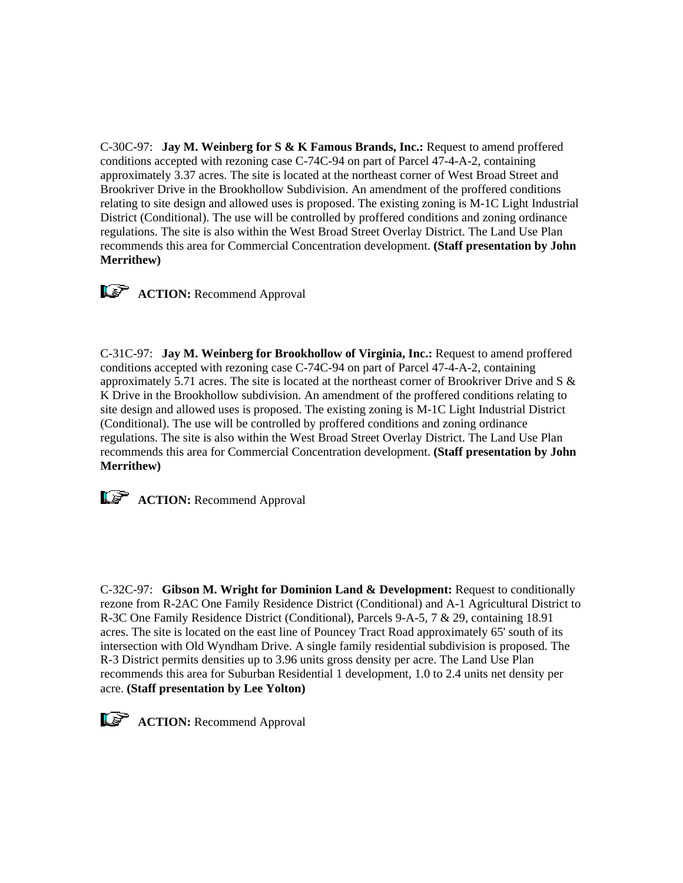C-30C-97: **Jay M. Weinberg for S & K Famous Brands, Inc.:** Request to amend proffered conditions accepted with rezoning case C-74C-94 on part of Parcel 47-4-A-2, containing approximately 3.37 acres. The site is located at the northeast corner of West Broad Street and Brookriver Drive in the Brookhollow Subdivision. An amendment of the proffered conditions relating to site design and allowed uses is proposed. The existing zoning is M-1C Light Industrial District (Conditional). The use will be controlled by proffered conditions and zoning ordinance regulations. The site is also within the West Broad Street Overlay District. The Land Use Plan recommends this area for Commercial Concentration development. **(Staff presentation by John Merrithew)**

**ACTION:** Recommend Approval

C-31C-97: **Jay M. Weinberg for Brookhollow of Virginia, Inc.:** Request to amend proffered conditions accepted with rezoning case C-74C-94 on part of Parcel 47-4-A-2, containing approximately 5.71 acres. The site is located at the northeast corner of Brookriver Drive and S & K Drive in the Brookhollow subdivision. An amendment of the proffered conditions relating to site design and allowed uses is proposed. The existing zoning is M-1C Light Industrial District (Conditional). The use will be controlled by proffered conditions and zoning ordinance regulations. The site is also within the West Broad Street Overlay District. The Land Use Plan recommends this area for Commercial Concentration development. **(Staff presentation by John Merrithew)**

**ACTION:** Recommend Approval

C-32C-97: **Gibson M. Wright for Dominion Land & Development:** Request to conditionally rezone from R-2AC One Family Residence District (Conditional) and A-1 Agricultural District to R-3C One Family Residence District (Conditional), Parcels 9-A-5, 7 & 29, containing 18.91 acres. The site is located on the east line of Pouncey Tract Road approximately 65' south of its intersection with Old Wyndham Drive. A single family residential subdivision is proposed. The R-3 District permits densities up to 3.96 units gross density per acre. The Land Use Plan recommends this area for Suburban Residential 1 development, 1.0 to 2.4 units net density per acre. **(Staff presentation by Lee Yolton)**

**ACTION:** Recommend Approval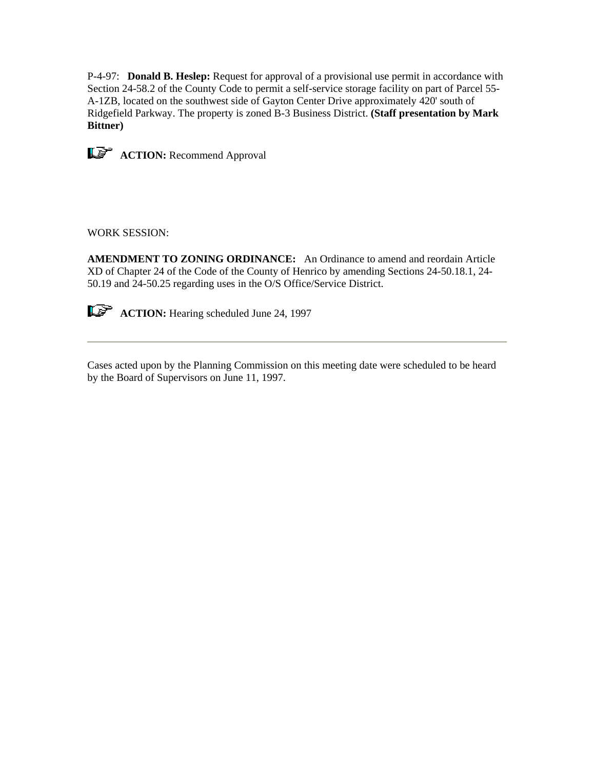P-4-97: **Donald B. Heslep:** Request for approval of a provisional use permit in accordance with Section 24-58.2 of the County Code to permit a self-service storage facility on part of Parcel 55-A-1ZB, located on the southwest side of Gayton Center Drive approximately 420' south of Ridgefield Parkway. The property is zoned B-3 Business District. **(Staff presentation by Mark Bittner)**

**ACTION:** Recommend Approval

WORK SESSION:

**AMENDMENT TO ZONING ORDINANCE:** An Ordinance to amend and reordain Article XD of Chapter 24 of the Code of the County of Henrico by amending Sections 24-50.18.1, 24-50.19 and 24-50.25 regarding uses in the O/S Office/Service District.

**ACTION:** Hearing scheduled June 24, 1997

---

Cases acted upon by the Planning Commission on this meeting date were scheduled to be heard by the Board of Supervisors on June 11, 1997.